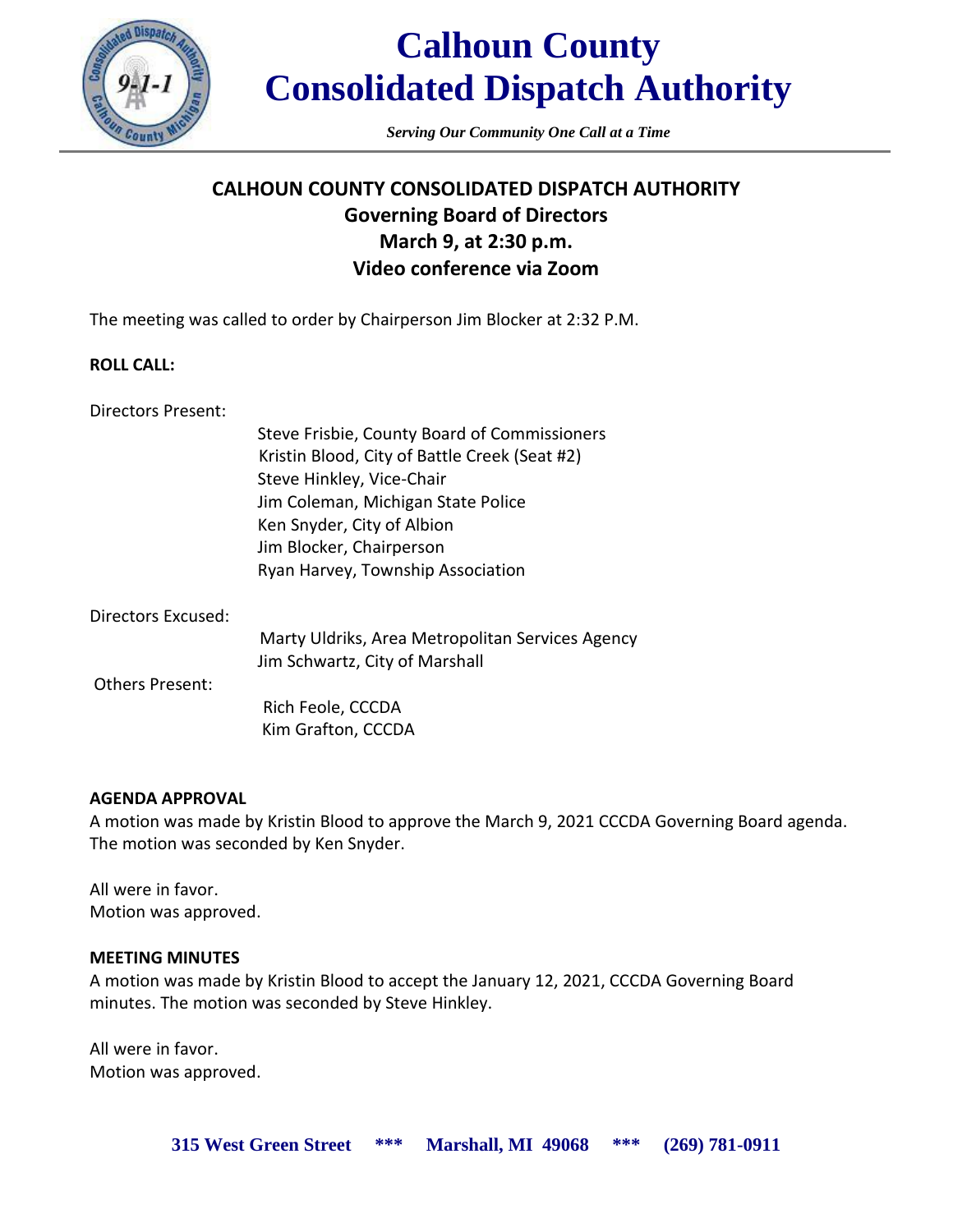# Calhoun County Consolidated Dispatch Authority

*Serving Our Community One Call at a Time*

## CALHOUN COUNTY CONSOLIDATED DISPATCH AUTHORITY
## Governing Board of Directors
## March 9, at 2:30 p.m.
## Video conference via Zoom

The meeting was called to order by Chairperson Jim Blocker at 2:32 P.M.

**ROLL CALL:**

Directors Present:

- Steve Frisbie, County Board of Commissioners
- Kristin Blood, City of Battle Creek (Seat #2)
- Steve Hinkley, Vice-Chair
- Jim Coleman, Michigan State Police
- Ken Snyder, City of Albion
- Jim Blocker, Chairperson
- Ryan Harvey, Township Association

Directors Excused:

- Marty Uldriks, Area Metropolitan Services Agency
- Jim Schwartz, City of Marshall

Others Present:

- Rich Feole, CCCDA
- Kim Grafton, CCCDA

**AGENDA APPROVAL**

A motion was made by Kristin Blood to approve the March 9, 2021 CCCDA Governing Board agenda. The motion was seconded by Ken Snyder.

All were in favor.
Motion was approved.

**MEETING MINUTES**

A motion was made by Kristin Blood to accept the January 12, 2021, CCCDA Governing Board minutes. The motion was seconded by Steve Hinkley.

All were in favor.
Motion was approved.

**315 West Green Street \*\*\* Marshall, MI 49068 \*\*\* (269) 781-0911**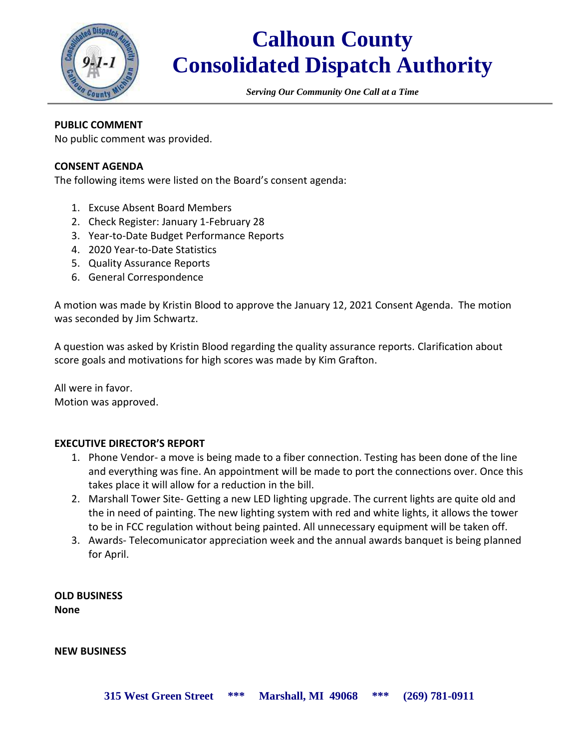**PUBLIC COMMENT**

No public comment was provided.

**CONSENT AGENDA**

The following items were listed on the Board's consent agenda:

1. Excuse Absent Board Members
2. Check Register: January 1-February 28
3. Year-to-Date Budget Performance Reports
4. 2020 Year-to-Date Statistics
5. Quality Assurance Reports
6. General Correspondence

A motion was made by Kristin Blood to approve the January 12, 2021 Consent Agenda. The motion was seconded by Jim Schwartz.

A question was asked by Kristin Blood regarding the quality assurance reports. Clarification about score goals and motivations for high scores was made by Kim Grafton.

All were in favor.
Motion was approved.

**EXECUTIVE DIRECTOR'S REPORT**

1. Phone Vendor- a move is being made to a fiber connection. Testing has been done of the line and everything was fine. An appointment will be made to port the connections over. Once this takes place it will allow for a reduction in the bill.
2. Marshall Tower Site- Getting a new LED lighting upgrade. The current lights are quite old and the in need of painting. The new lighting system with red and white lights, it allows the tower to be in FCC regulation without being painted. All unnecessary equipment will be taken off.
3. Awards- Telecomunicator appreciation week and the annual awards banquet is being planned for April.

**OLD BUSINESS**
**None**

**NEW BUSINESS**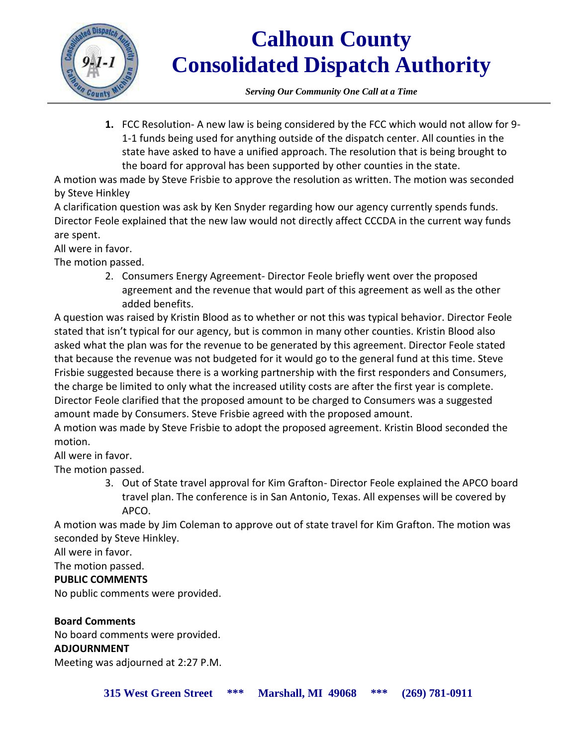1. FCC Resolution- A new law is being considered by the FCC which would not allow for 9-1-1 funds being used for anything outside of the dispatch center. All counties in the state have asked to have a unified approach. The resolution that is being brought to the board for approval has been supported by other counties in the state.

A motion was made by Steve Frisbie to approve the resolution as written. The motion was seconded by Steve Hinkley

A clarification question was ask by Ken Snyder regarding how our agency currently spends funds. Director Feole explained that the new law would not directly affect CCCDA in the current way funds are spent.

All were in favor.

The motion passed.

2. Consumers Energy Agreement- Director Feole briefly went over the proposed agreement and the revenue that would part of this agreement as well as the other added benefits.

A question was raised by Kristin Blood as to whether or not this was typical behavior. Director Feole stated that isn't typical for our agency, but is common in many other counties. Kristin Blood also asked what the plan was for the revenue to be generated by this agreement. Director Feole stated that because the revenue was not budgeted for it would go to the general fund at this time. Steve Frisbie suggested because there is a working partnership with the first responders and Consumers, the charge be limited to only what the increased utility costs are after the first year is complete. Director Feole clarified that the proposed amount to be charged to Consumers was a suggested amount made by Consumers. Steve Frisbie agreed with the proposed amount.

A motion was made by Steve Frisbie to adopt the proposed agreement. Kristin Blood seconded the motion.

All were in favor.

The motion passed.

3. Out of State travel approval for Kim Grafton- Director Feole explained the APCO board travel plan. The conference is in San Antonio, Texas. All expenses will be covered by APCO.

A motion was made by Jim Coleman to approve out of state travel for Kim Grafton. The motion was seconded by Steve Hinkley.

All were in favor.

The motion passed.

**PUBLIC COMMENTS**

No public comments were provided.

**Board Comments**

No board comments were provided.

**ADJOURNMENT**

Meeting was adjourned at 2:27 P.M.